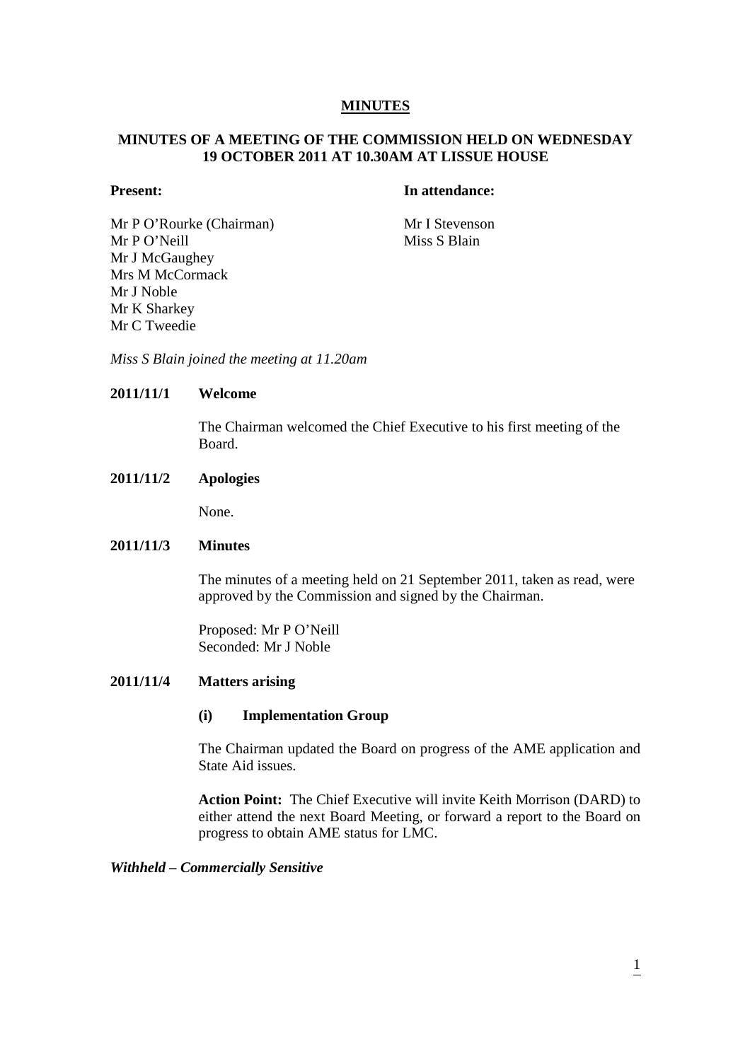# MINUTES

## MINUTES OF A MEETING OF THE COMMISSION HELD ON WEDNESDAY 19 OCTOBER 2011 AT 10.30AM AT LISSUE HOUSE

| Present: | In attendance: |
| --- | --- |
| Mr P O'Rourke (Chairman) | Mr I Stevenson |
| Mr P O'Neill | Miss S Blain |
| Mr J McGaughey | |
| Mrs M McCormack | |
| Mr J Noble | |
| Mr K Sharkey | |
| Mr C Tweedie | |

*Miss S Blain joined the meeting at 11.20am*

**2011/11/1 Welcome**

The Chairman welcomed the Chief Executive to his first meeting of the Board.

**2011/11/2 Apologies**

None.

**2011/11/3 Minutes**

The minutes of a meeting held on 21 September 2011, taken as read, were approved by the Commission and signed by the Chairman.

Proposed: Mr P O'Neill
Seconded: Mr J Noble

**2011/11/4 Matters arising**

**(i) Implementation Group**

The Chairman updated the Board on progress of the AME application and State Aid issues.

**Action Point:** The Chief Executive will invite Keith Morrison (DARD) to either attend the next Board Meeting, or forward a report to the Board on progress to obtain AME status for LMC.

***Withheld – Commercially Sensitive***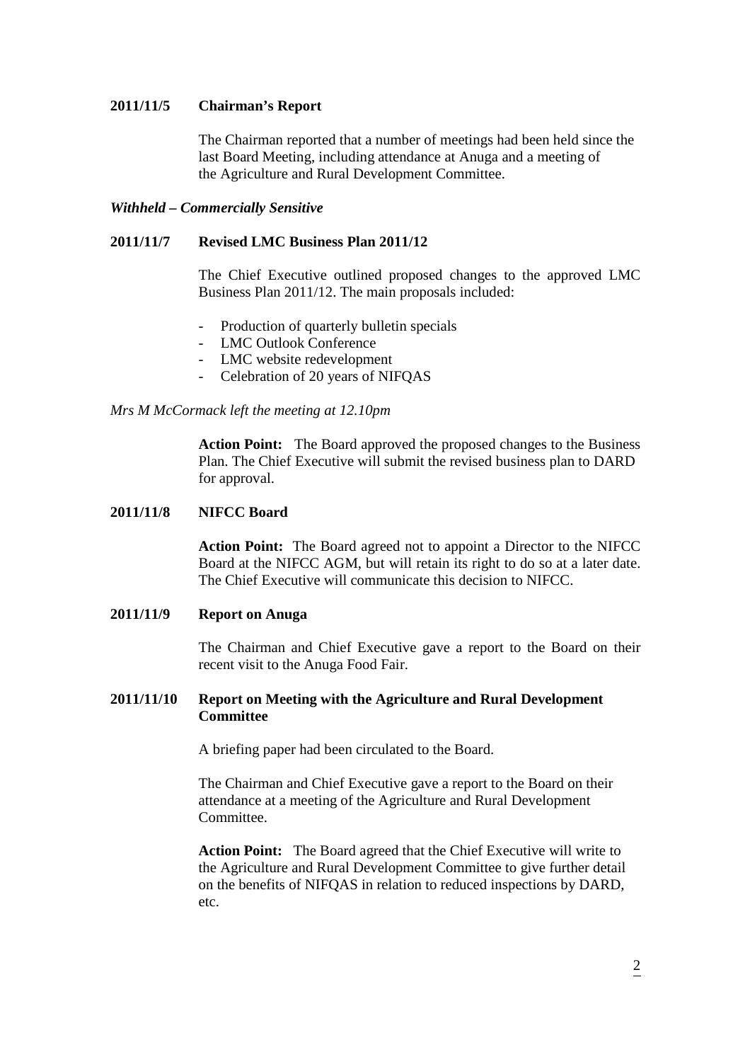**2011/11/5 Chairman's Report**

The Chairman reported that a number of meetings had been held since the last Board Meeting, including attendance at Anuga and a meeting of the Agriculture and Rural Development Committee.

***Withheld – Commercially Sensitive***

**2011/11/7 Revised LMC Business Plan 2011/12**

The Chief Executive outlined proposed changes to the approved LMC Business Plan 2011/12. The main proposals included:

- Production of quarterly bulletin specials
- LMC Outlook Conference
- LMC website redevelopment
- Celebration of 20 years of NIFQAS

*Mrs M McCormack left the meeting at 12.10pm*

**Action Point:** The Board approved the proposed changes to the Business Plan. The Chief Executive will submit the revised business plan to DARD for approval.

**2011/11/8 NIFCC Board**

**Action Point:** The Board agreed not to appoint a Director to the NIFCC Board at the NIFCC AGM, but will retain its right to do so at a later date. The Chief Executive will communicate this decision to NIFCC.

**2011/11/9 Report on Anuga**

The Chairman and Chief Executive gave a report to the Board on their recent visit to the Anuga Food Fair.

**2011/11/10 Report on Meeting with the Agriculture and Rural Development Committee**

A briefing paper had been circulated to the Board.

The Chairman and Chief Executive gave a report to the Board on their attendance at a meeting of the Agriculture and Rural Development Committee.

**Action Point:** The Board agreed that the Chief Executive will write to the Agriculture and Rural Development Committee to give further detail on the benefits of NIFQAS in relation to reduced inspections by DARD, etc.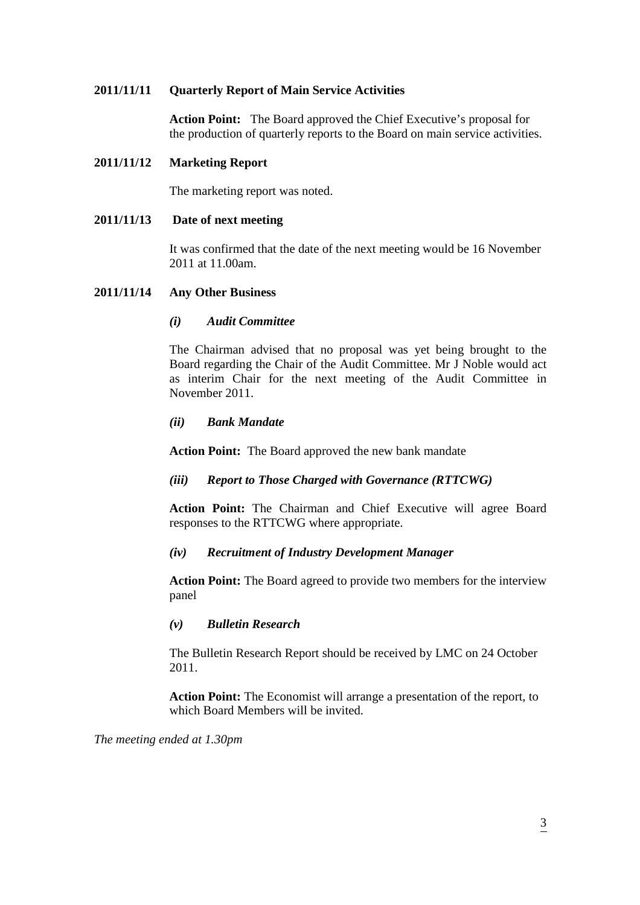**2011/11/11 Quarterly Report of Main Service Activities**

**Action Point:** The Board approved the Chief Executive's proposal for the production of quarterly reports to the Board on main service activities.

**2011/11/12 Marketing Report**

The marketing report was noted.

**2011/11/13 Date of next meeting**

It was confirmed that the date of the next meeting would be 16 November 2011 at 11.00am.

**2011/11/14 Any Other Business**

***(i) Audit Committee***

The Chairman advised that no proposal was yet being brought to the Board regarding the Chair of the Audit Committee. Mr J Noble would act as interim Chair for the next meeting of the Audit Committee in November 2011.

***(ii) Bank Mandate***

**Action Point:** The Board approved the new bank mandate

***(iii) Report to Those Charged with Governance (RTTCWG)***

**Action Point:** The Chairman and Chief Executive will agree Board responses to the RTTCWG where appropriate.

***(iv) Recruitment of Industry Development Manager***

**Action Point:** The Board agreed to provide two members for the interview panel

***(v) Bulletin Research***

The Bulletin Research Report should be received by LMC on 24 October 2011.

**Action Point:** The Economist will arrange a presentation of the report, to which Board Members will be invited.

*The meeting ended at 1.30pm*